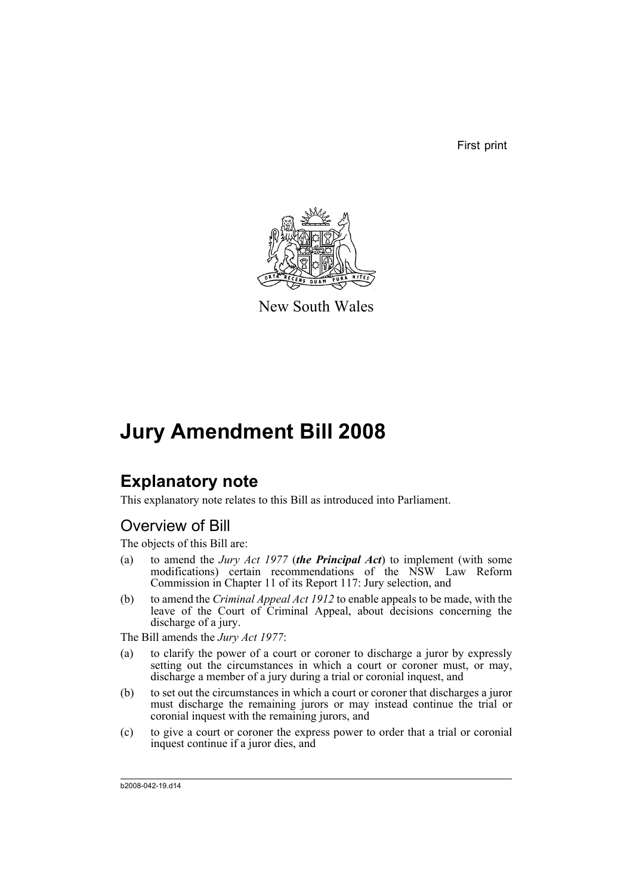First print

New South Wales

# Jury Amendment Bill 2008

## Explanatory note

This explanatory note relates to this Bill as introduced into Parliament.

### Overview of Bill

The objects of this Bill are:

(a) to amend the *Jury Act 1977* (***the Principal Act***) to implement (with some modifications) certain recommendations of the NSW Law Reform Commission in Chapter 11 of its Report 117: Jury selection, and

(b) to amend the *Criminal Appeal Act 1912* to enable appeals to be made, with the leave of the Court of Criminal Appeal, about decisions concerning the discharge of a jury.

The Bill amends the *Jury Act 1977*:

(a) to clarify the power of a court or coroner to discharge a juror by expressly setting out the circumstances in which a court or coroner must, or may, discharge a member of a jury during a trial or coronial inquest, and

(b) to set out the circumstances in which a court or coroner that discharges a juror must discharge the remaining jurors or may instead continue the trial or coronial inquest with the remaining jurors, and

(c) to give a court or coroner the express power to order that a trial or coronial inquest continue if a juror dies, and

b2008-042-19.d14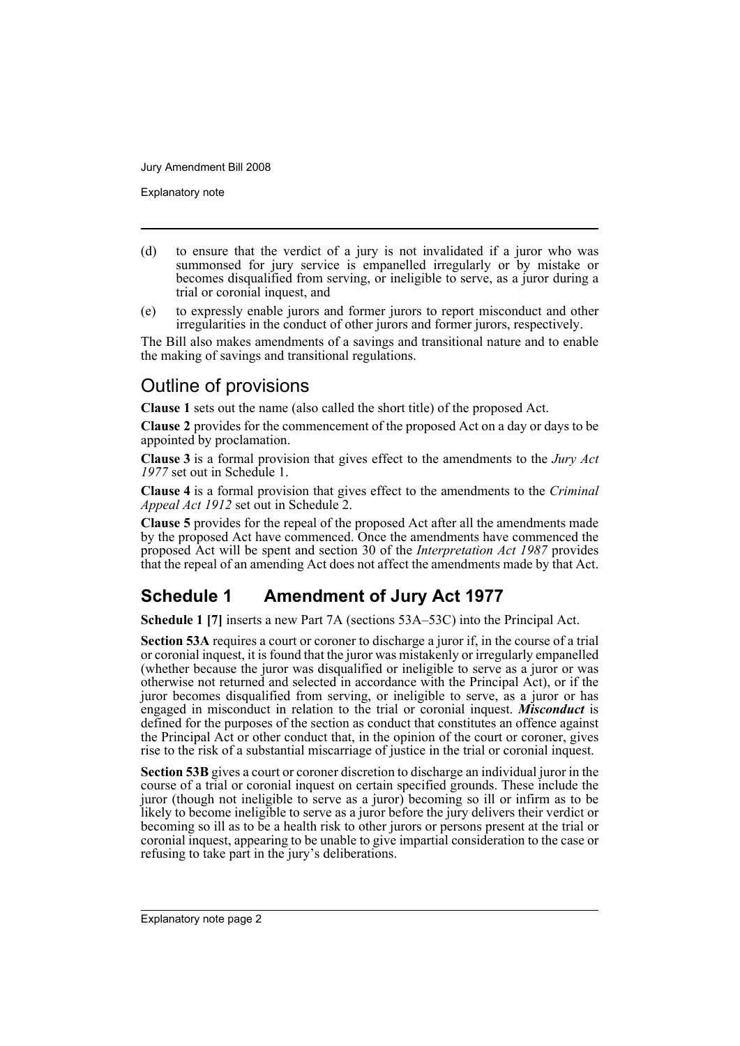(d) to ensure that the verdict of a jury is not invalidated if a juror who was summonsed for jury service is empanelled irregularly or by mistake or becomes disqualified from serving, or ineligible to serve, as a juror during a trial or coronial inquest, and

(e) to expressly enable jurors and former jurors to report misconduct and other irregularities in the conduct of other jurors and former jurors, respectively.

The Bill also makes amendments of a savings and transitional nature and to enable the making of savings and transitional regulations.

## Outline of provisions

**Clause 1** sets out the name (also called the short title) of the proposed Act.

**Clause 2** provides for the commencement of the proposed Act on a day or days to be appointed by proclamation.

**Clause 3** is a formal provision that gives effect to the amendments to the *Jury Act 1977* set out in Schedule 1.

**Clause 4** is a formal provision that gives effect to the amendments to the *Criminal Appeal Act 1912* set out in Schedule 2.

**Clause 5** provides for the repeal of the proposed Act after all the amendments made by the proposed Act have commenced. Once the amendments have commenced the proposed Act will be spent and section 30 of the *Interpretation Act 1987* provides that the repeal of an amending Act does not affect the amendments made by that Act.

## Schedule 1 Amendment of Jury Act 1977

**Schedule 1 [7]** inserts a new Part 7A (sections 53A–53C) into the Principal Act.

**Section 53A** requires a court or coroner to discharge a juror if, in the course of a trial or coronial inquest, it is found that the juror was mistakenly or irregularly empanelled (whether because the juror was disqualified or ineligible to serve as a juror or was otherwise not returned and selected in accordance with the Principal Act), or if the juror becomes disqualified from serving, or ineligible to serve, as a juror or has engaged in misconduct in relation to the trial or coronial inquest. ***Misconduct*** is defined for the purposes of the section as conduct that constitutes an offence against the Principal Act or other conduct that, in the opinion of the court or coroner, gives rise to the risk of a substantial miscarriage of justice in the trial or coronial inquest.

**Section 53B** gives a court or coroner discretion to discharge an individual juror in the course of a trial or coronial inquest on certain specified grounds. These include the juror (though not ineligible to serve as a juror) becoming so ill or infirm as to be likely to become ineligible to serve as a juror before the jury delivers their verdict or becoming so ill as to be a health risk to other jurors or persons present at the trial or coronial inquest, appearing to be unable to give impartial consideration to the case or refusing to take part in the jury's deliberations.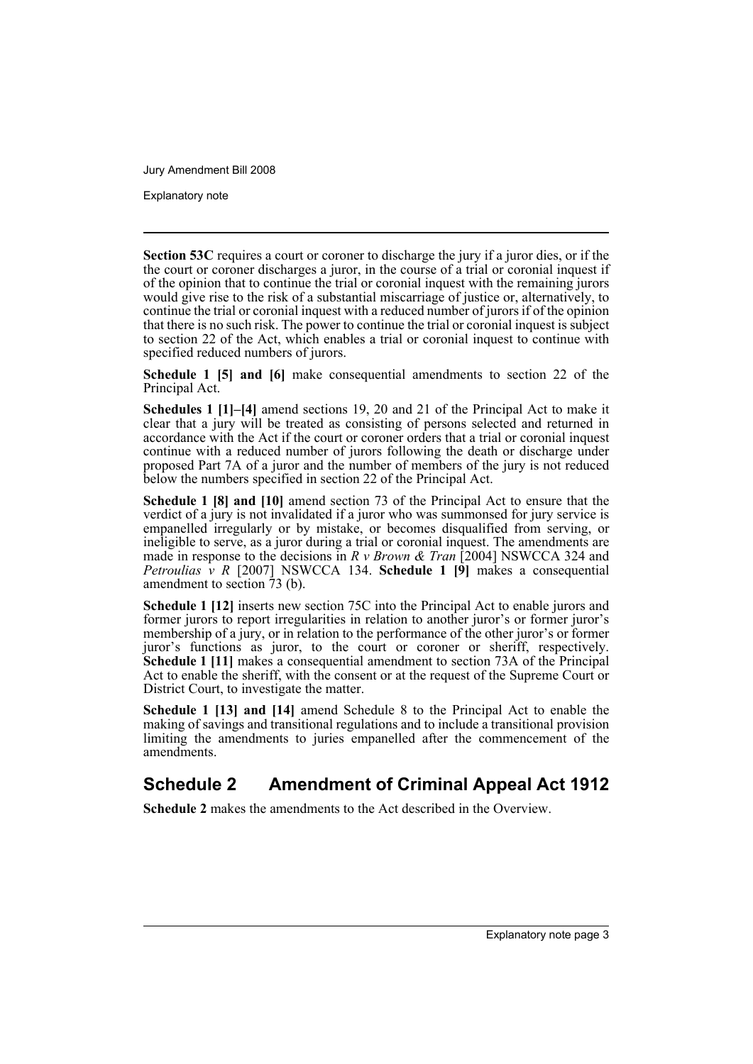**Section 53C** requires a court or coroner to discharge the jury if a juror dies, or if the the court or coroner discharges a juror, in the course of a trial or coronial inquest if of the opinion that to continue the trial or coronial inquest with the remaining jurors would give rise to the risk of a substantial miscarriage of justice or, alternatively, to continue the trial or coronial inquest with a reduced number of jurors if of the opinion that there is no such risk. The power to continue the trial or coronial inquest is subject to section 22 of the Act, which enables a trial or coronial inquest to continue with specified reduced numbers of jurors.

**Schedule 1 [5] and [6]** make consequential amendments to section 22 of the Principal Act.

**Schedules 1 [1]–[4]** amend sections 19, 20 and 21 of the Principal Act to make it clear that a jury will be treated as consisting of persons selected and returned in accordance with the Act if the court or coroner orders that a trial or coronial inquest continue with a reduced number of jurors following the death or discharge under proposed Part 7A of a juror and the number of members of the jury is not reduced below the numbers specified in section 22 of the Principal Act.

**Schedule 1 [8] and [10]** amend section 73 of the Principal Act to ensure that the verdict of a jury is not invalidated if a juror who was summonsed for jury service is empanelled irregularly or by mistake, or becomes disqualified from serving, or ineligible to serve, as a juror during a trial or coronial inquest. The amendments are made in response to the decisions in *R v Brown & Tran* [2004] NSWCCA 324 and *Petroulias v R* [2007] NSWCCA 134. **Schedule 1 [9]** makes a consequential amendment to section 73 (b).

**Schedule 1 [12]** inserts new section 75C into the Principal Act to enable jurors and former jurors to report irregularities in relation to another juror's or former juror's membership of a jury, or in relation to the performance of the other juror's or former juror's functions as juror, to the court or coroner or sheriff, respectively. **Schedule 1 [11]** makes a consequential amendment to section 73A of the Principal Act to enable the sheriff, with the consent or at the request of the Supreme Court or District Court, to investigate the matter.

**Schedule 1 [13] and [14]** amend Schedule 8 to the Principal Act to enable the making of savings and transitional regulations and to include a transitional provision limiting the amendments to juries empanelled after the commencement of the amendments.

## Schedule 2 Amendment of Criminal Appeal Act 1912

**Schedule 2** makes the amendments to the Act described in the Overview.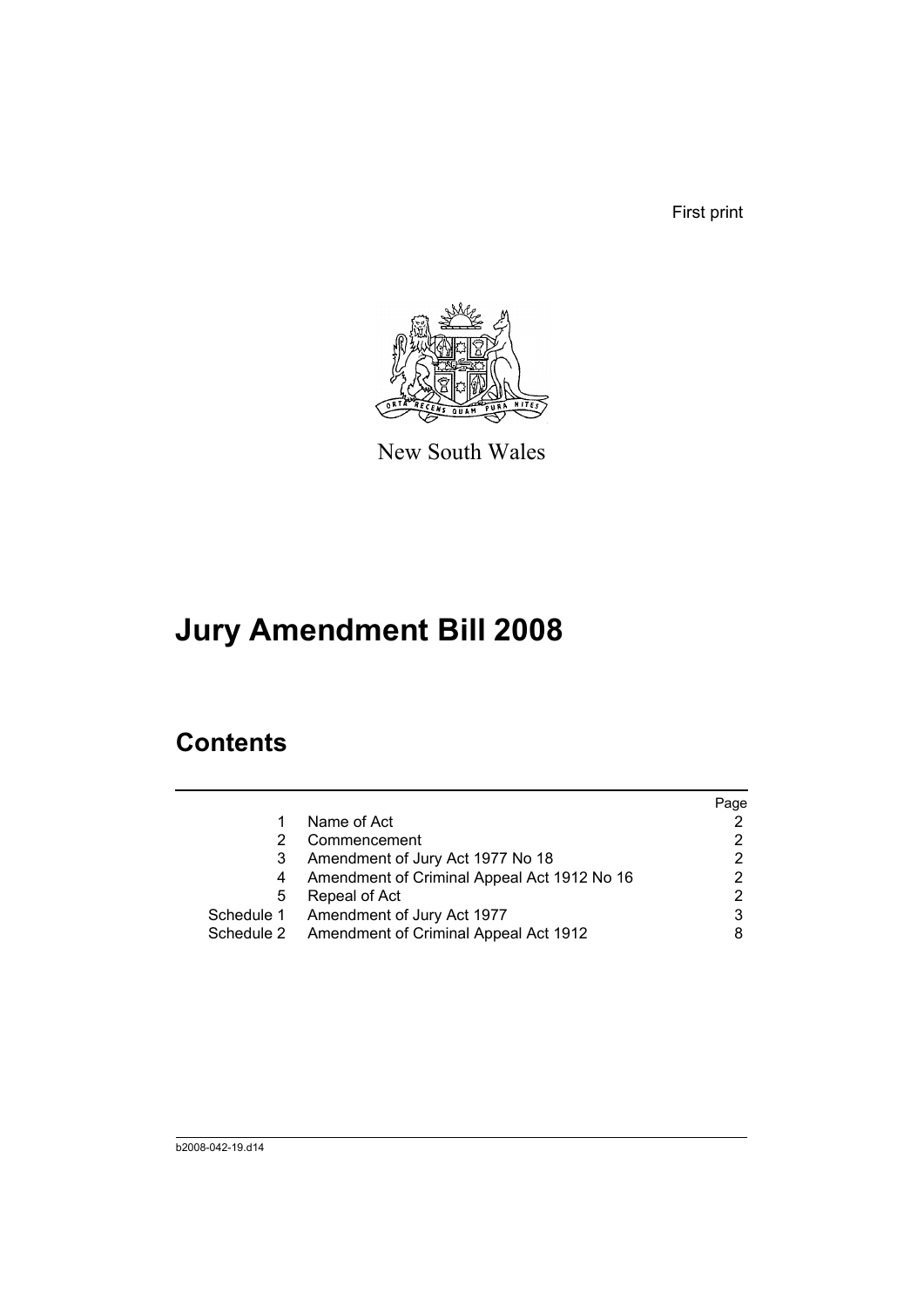First print

New South Wales

# Jury Amendment Bill 2008

## Contents

| | | Page |
|---|---|---|
| 1 | Name of Act | 2 |
| 2 | Commencement | 2 |
| 3 | Amendment of Jury Act 1977 No 18 | 2 |
| 4 | Amendment of Criminal Appeal Act 1912 No 16 | 2 |
| 5 | Repeal of Act | 2 |
| Schedule 1 | Amendment of Jury Act 1977 | 3 |
| Schedule 2 | Amendment of Criminal Appeal Act 1912 | 8 |

b2008-042-19.d14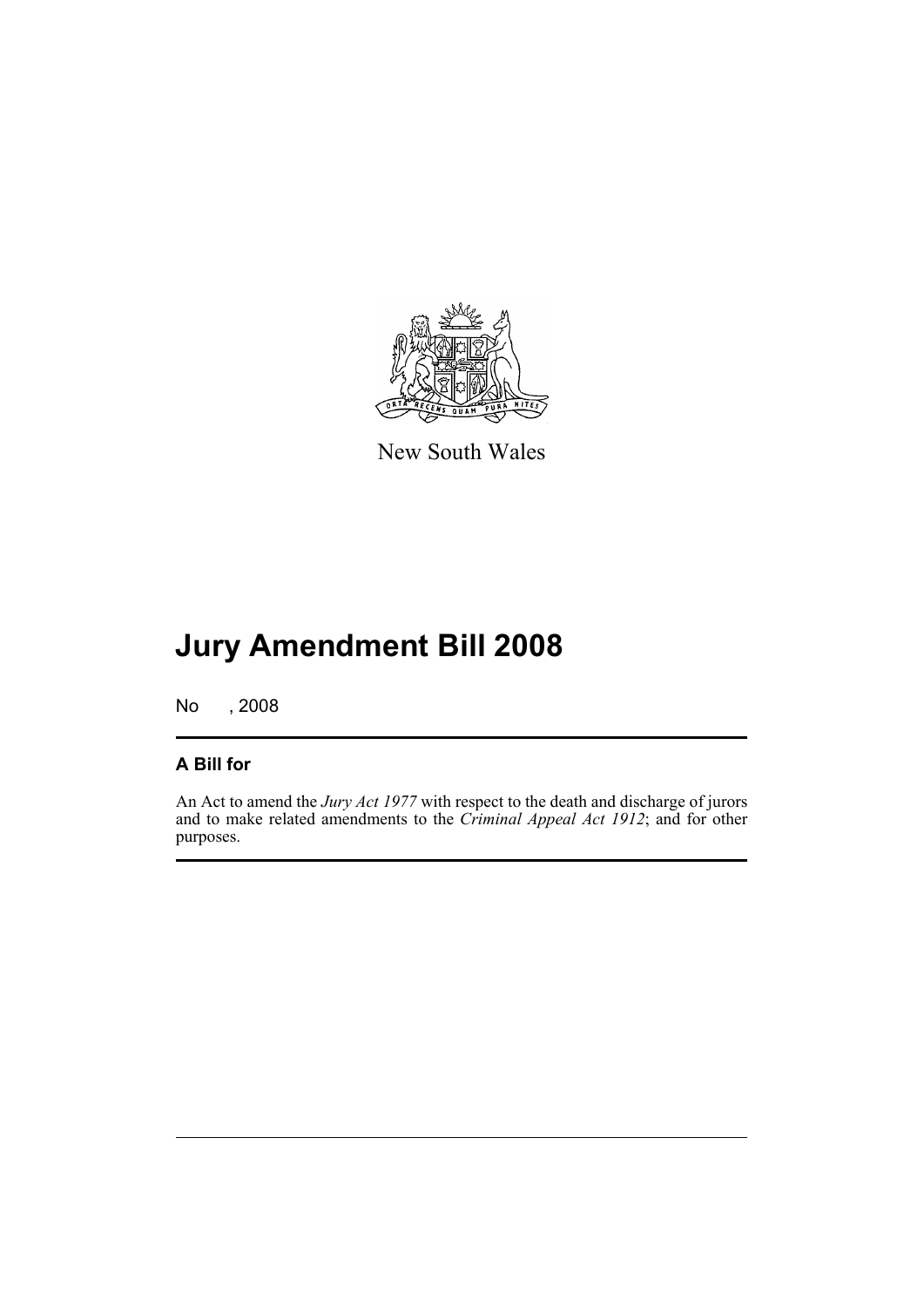New South Wales

# Jury Amendment Bill 2008

No , 2008

## A Bill for

An Act to amend the *Jury Act 1977* with respect to the death and discharge of jurors and to make related amendments to the *Criminal Appeal Act 1912*; and for other purposes.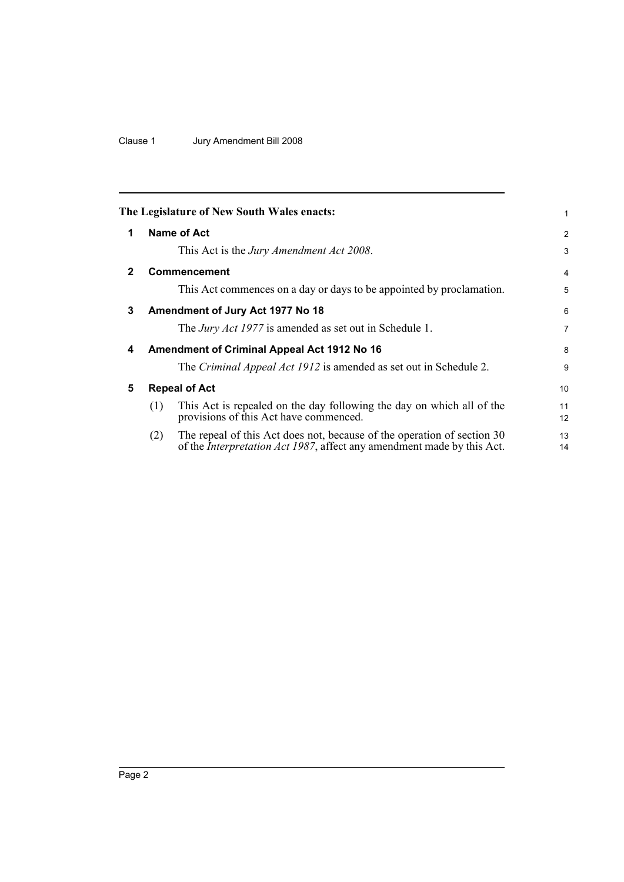The Legislature of New South Wales enacts:

## 1 Name of Act

This Act is the *Jury Amendment Act 2008*.

## 2 Commencement

This Act commences on a day or days to be appointed by proclamation.

## 3 Amendment of Jury Act 1977 No 18

The *Jury Act 1977* is amended as set out in Schedule 1.

## 4 Amendment of Criminal Appeal Act 1912 No 16

The *Criminal Appeal Act 1912* is amended as set out in Schedule 2.

## 5 Repeal of Act

(1) This Act is repealed on the day following the day on which all of the provisions of this Act have commenced.

(2) The repeal of this Act does not, because of the operation of section 30 of the *Interpretation Act 1987*, affect any amendment made by this Act.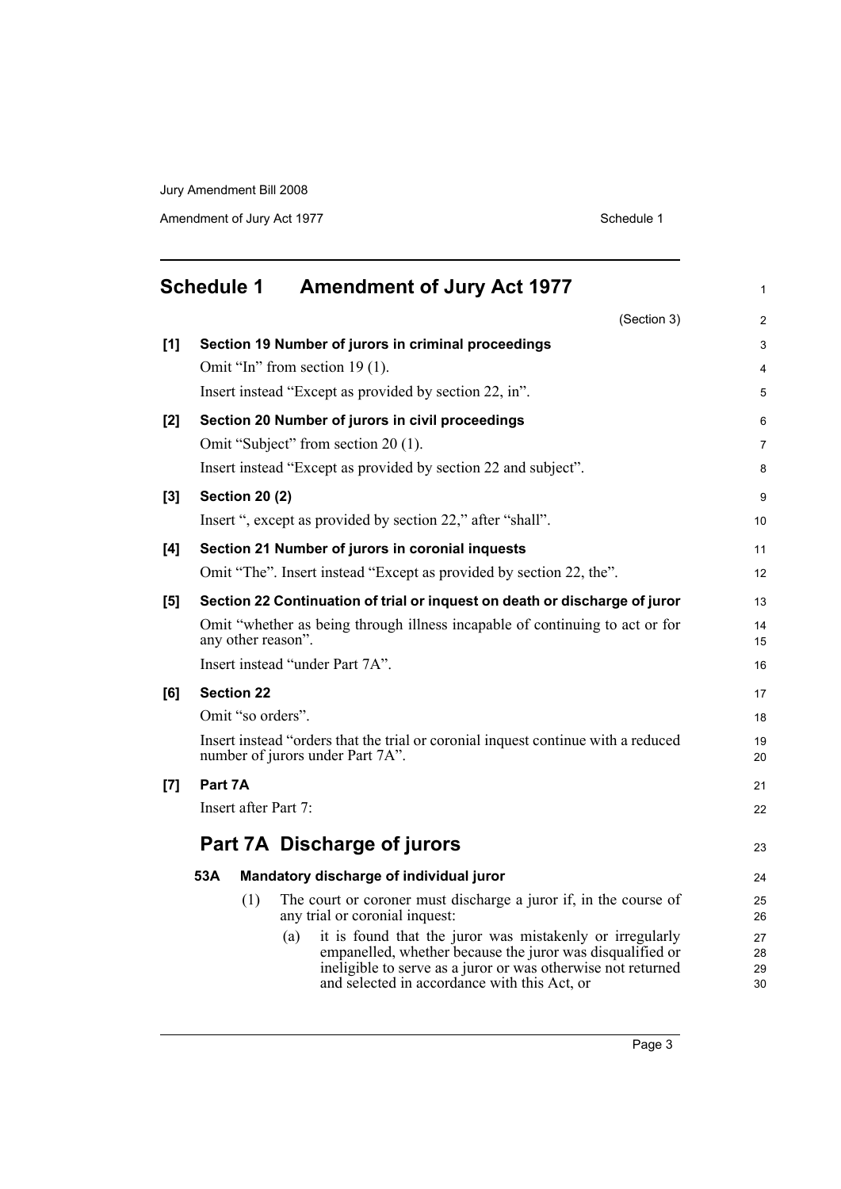## Schedule 1 Amendment of Jury Act 1977

(Section 3)

**[1] Section 19 Number of jurors in criminal proceedings**

Omit "In" from section 19 (1).

Insert instead "Except as provided by section 22, in".

**[2] Section 20 Number of jurors in civil proceedings**

Omit "Subject" from section 20 (1).

Insert instead "Except as provided by section 22 and subject".

**[3] Section 20 (2)**

Insert ", except as provided by section 22," after "shall".

**[4] Section 21 Number of jurors in coronial inquests**

Omit "The". Insert instead "Except as provided by section 22, the".

**[5] Section 22 Continuation of trial or inquest on death or discharge of juror**

Omit "whether as being through illness incapable of continuing to act or for any other reason".

Insert instead "under Part 7A".

**[6] Section 22**

Omit "so orders".

Insert instead "orders that the trial or coronial inquest continue with a reduced number of jurors under Part 7A".

**[7] Part 7A**

Insert after Part 7:

## Part 7A Discharge of jurors

**53A Mandatory discharge of individual juror**

(1) The court or coroner must discharge a juror if, in the course of any trial or coronial inquest:

(a) it is found that the juror was mistakenly or irregularly empanelled, whether because the juror was disqualified or ineligible to serve as a juror or was otherwise not returned and selected in accordance with this Act, or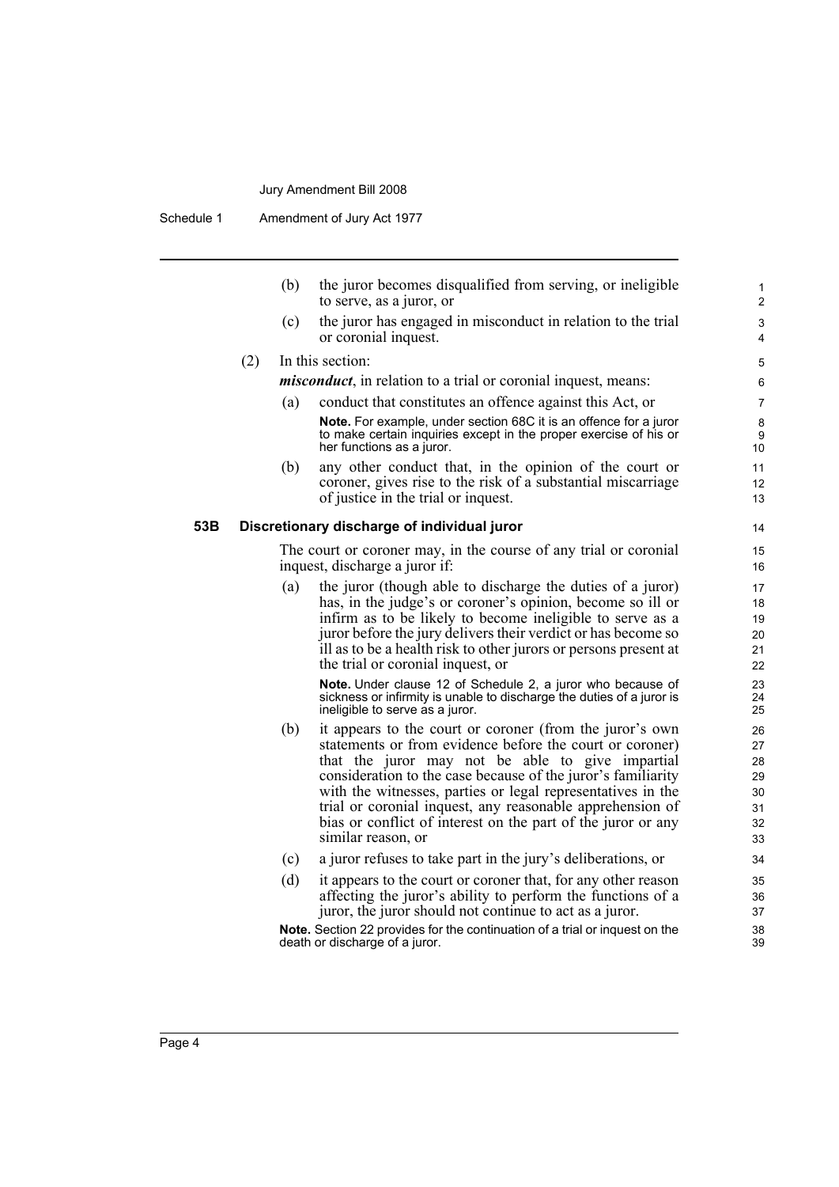(b) the juror becomes disqualified from serving, or ineligible to serve, as a juror, or

(c) the juror has engaged in misconduct in relation to the trial or coronial inquest.

(2) In this section:

***misconduct***, in relation to a trial or coronial inquest, means:

(a) conduct that constitutes an offence against this Act, or

**Note.** For example, under section 68C it is an offence for a juror to make certain inquiries except in the proper exercise of his or her functions as a juror.

(b) any other conduct that, in the opinion of the court or coroner, gives rise to the risk of a substantial miscarriage of justice in the trial or inquest.

### 53B Discretionary discharge of individual juror

The court or coroner may, in the course of any trial or coronial inquest, discharge a juror if:

(a) the juror (though able to discharge the duties of a juror) has, in the judge's or coroner's opinion, become so ill or infirm as to be likely to become ineligible to serve as a juror before the jury delivers their verdict or has become so ill as to be a health risk to other jurors or persons present at the trial or coronial inquest, or

**Note.** Under clause 12 of Schedule 2, a juror who because of sickness or infirmity is unable to discharge the duties of a juror is ineligible to serve as a juror.

(b) it appears to the court or coroner (from the juror's own statements or from evidence before the court or coroner) that the juror may not be able to give impartial consideration to the case because of the juror's familiarity with the witnesses, parties or legal representatives in the trial or coronial inquest, any reasonable apprehension of bias or conflict of interest on the part of the juror or any similar reason, or

(c) a juror refuses to take part in the jury's deliberations, or

(d) it appears to the court or coroner that, for any other reason affecting the juror's ability to perform the functions of a juror, the juror should not continue to act as a juror.

**Note.** Section 22 provides for the continuation of a trial or inquest on the death or discharge of a juror.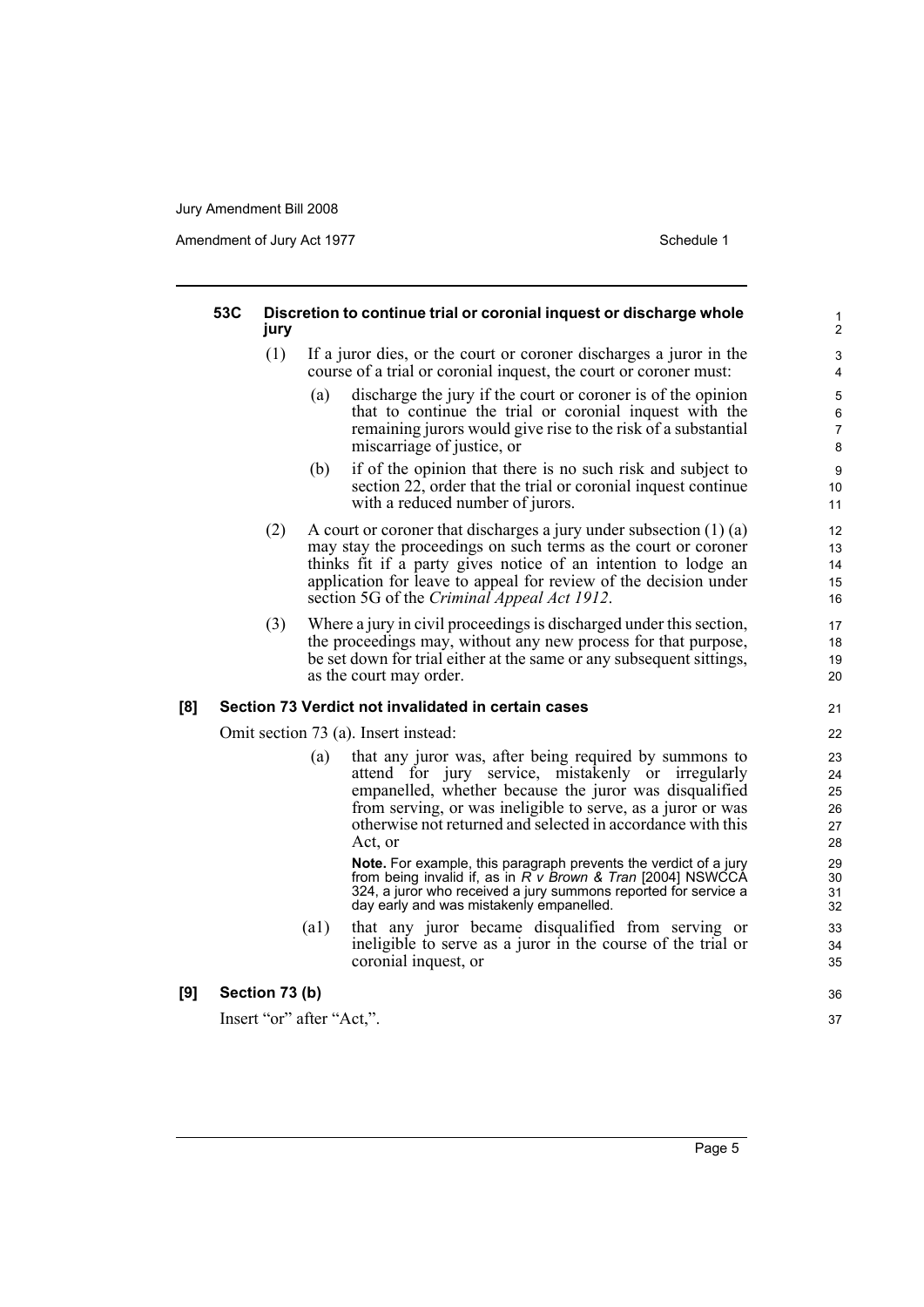**53C Discretion to continue trial or coronial inquest or discharge whole jury**

(1) If a juror dies, or the court or coroner discharges a juror in the course of a trial or coronial inquest, the court or coroner must:

(a) discharge the jury if the court or coroner is of the opinion that to continue the trial or coronial inquest with the remaining jurors would give rise to the risk of a substantial miscarriage of justice, or

(b) if of the opinion that there is no such risk and subject to section 22, order that the trial or coronial inquest continue with a reduced number of jurors.

(2) A court or coroner that discharges a jury under subsection (1) (a) may stay the proceedings on such terms as the court or coroner thinks fit if a party gives notice of an intention to lodge an application for leave to appeal for review of the decision under section 5G of the *Criminal Appeal Act 1912*.

(3) Where a jury in civil proceedings is discharged under this section, the proceedings may, without any new process for that purpose, be set down for trial either at the same or any subsequent sittings, as the court may order.

**[8] Section 73 Verdict not invalidated in certain cases**

Omit section 73 (a). Insert instead:

(a) that any juror was, after being required by summons to attend for jury service, mistakenly or irregularly empanelled, whether because the juror was disqualified from serving, or was ineligible to serve, as a juror or was otherwise not returned and selected in accordance with this Act, or

**Note.** For example, this paragraph prevents the verdict of a jury from being invalid if, as in *R v Brown & Tran* [2004] NSWCCA 324, a juror who received a jury summons reported for service a day early and was mistakenly empanelled.

(a1) that any juror became disqualified from serving or ineligible to serve as a juror in the course of the trial or coronial inquest, or

**[9] Section 73 (b)**

Insert "or" after "Act,".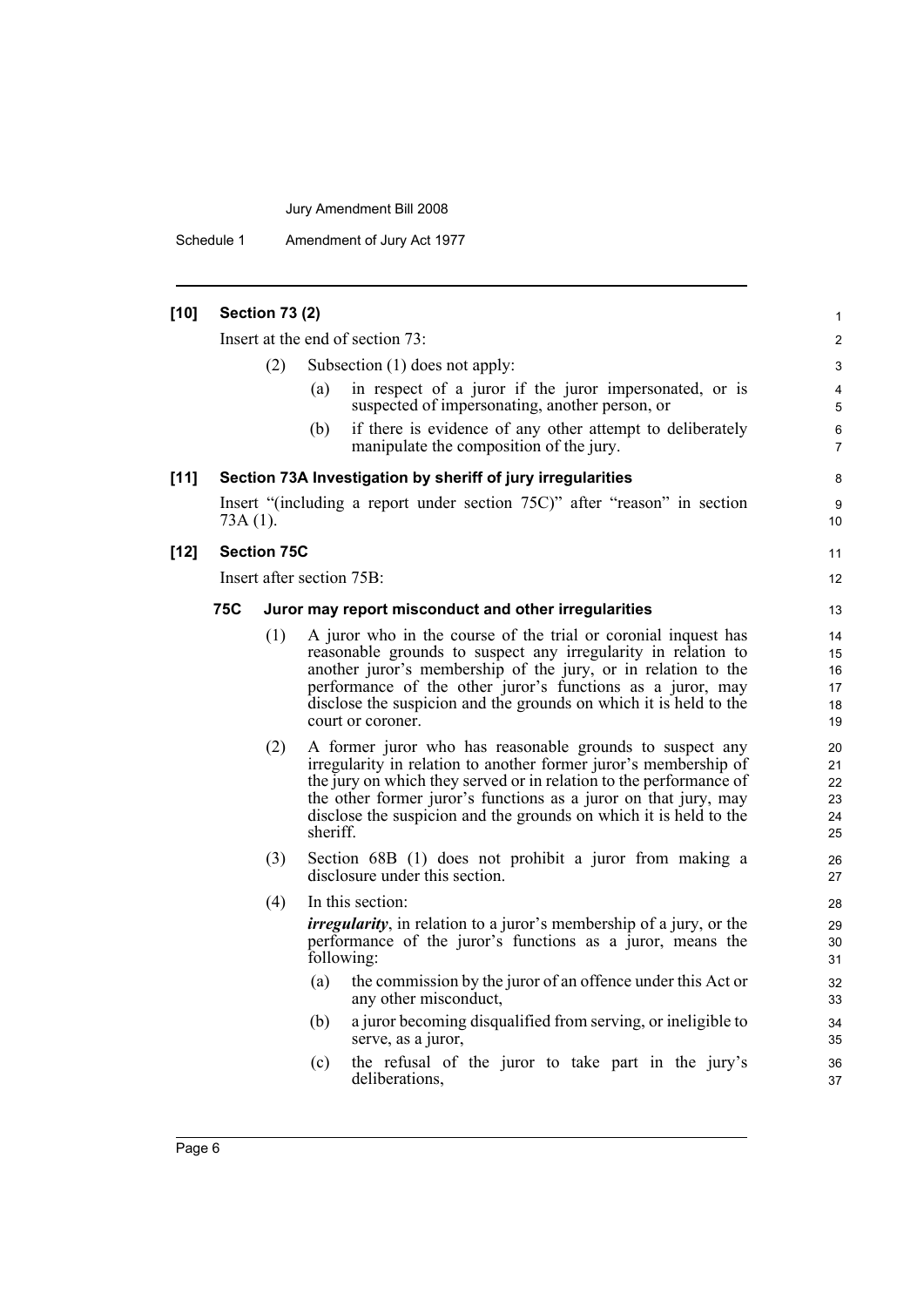### [10] Section 73 (2)

Insert at the end of section 73:

(2) Subsection (1) does not apply:

(a) in respect of a juror if the juror impersonated, or is suspected of impersonating, another person, or

(b) if there is evidence of any other attempt to deliberately manipulate the composition of the jury.

### [11] Section 73A Investigation by sheriff of jury irregularities

Insert "(including a report under section 75C)" after "reason" in section 73A (1).

### [12] Section 75C

Insert after section 75B:

#### 75C Juror may report misconduct and other irregularities

(1) A juror who in the course of the trial or coronial inquest has reasonable grounds to suspect any irregularity in relation to another juror's membership of the jury, or in relation to the performance of the other juror's functions as a juror, may disclose the suspicion and the grounds on which it is held to the court or coroner.

(2) A former juror who has reasonable grounds to suspect any irregularity in relation to another former juror's membership of the jury on which they served or in relation to the performance of the other former juror's functions as a juror on that jury, may disclose the suspicion and the grounds on which it is held to the sheriff.

(3) Section 68B (1) does not prohibit a juror from making a disclosure under this section.

(4) In this section:

***irregularity***, in relation to a juror's membership of a jury, or the performance of the juror's functions as a juror, means the following:

(a) the commission by the juror of an offence under this Act or any other misconduct,

(b) a juror becoming disqualified from serving, or ineligible to serve, as a juror,

(c) the refusal of the juror to take part in the jury's deliberations,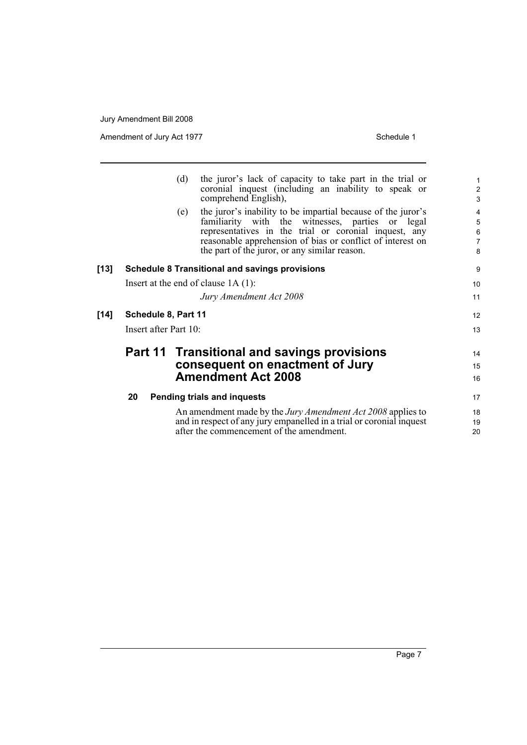(d) the juror's lack of capacity to take part in the trial or coronial inquest (including an inability to speak or comprehend English),

(e) the juror's inability to be impartial because of the juror's familiarity with the witnesses, parties or legal representatives in the trial or coronial inquest, any reasonable apprehension of bias or conflict of interest on the part of the juror, or any similar reason.

**[13] Schedule 8 Transitional and savings provisions**

Insert at the end of clause 1A (1):

*Jury Amendment Act 2008*

**[14] Schedule 8, Part 11**

Insert after Part 10:

## Part 11 Transitional and savings provisions consequent on enactment of Jury Amendment Act 2008

**20 Pending trials and inquests**

An amendment made by the *Jury Amendment Act 2008* applies to and in respect of any jury empanelled in a trial or coronial inquest after the commencement of the amendment.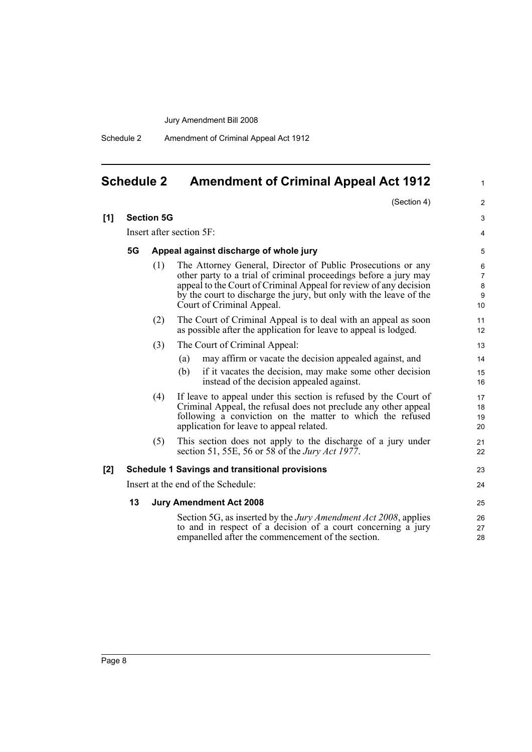## Schedule 2 Amendment of Criminal Appeal Act 1912

(Section 4)

**[1] Section 5G**

Insert after section 5F:

**5G Appeal against discharge of whole jury**

(1) The Attorney General, Director of Public Prosecutions or any other party to a trial of criminal proceedings before a jury may appeal to the Court of Criminal Appeal for review of any decision by the court to discharge the jury, but only with the leave of the Court of Criminal Appeal.

(2) The Court of Criminal Appeal is to deal with an appeal as soon as possible after the application for leave to appeal is lodged.

(3) The Court of Criminal Appeal:

(a) may affirm or vacate the decision appealed against, and

(b) if it vacates the decision, may make some other decision instead of the decision appealed against.

(4) If leave to appeal under this section is refused by the Court of Criminal Appeal, the refusal does not preclude any other appeal following a conviction on the matter to which the refused application for leave to appeal related.

(5) This section does not apply to the discharge of a jury under section 51, 55E, 56 or 58 of the *Jury Act 1977*.

**[2] Schedule 1 Savings and transitional provisions**

Insert at the end of the Schedule:

**13 Jury Amendment Act 2008**

Section 5G, as inserted by the *Jury Amendment Act 2008*, applies to and in respect of a decision of a court concerning a jury empanelled after the commencement of the section.